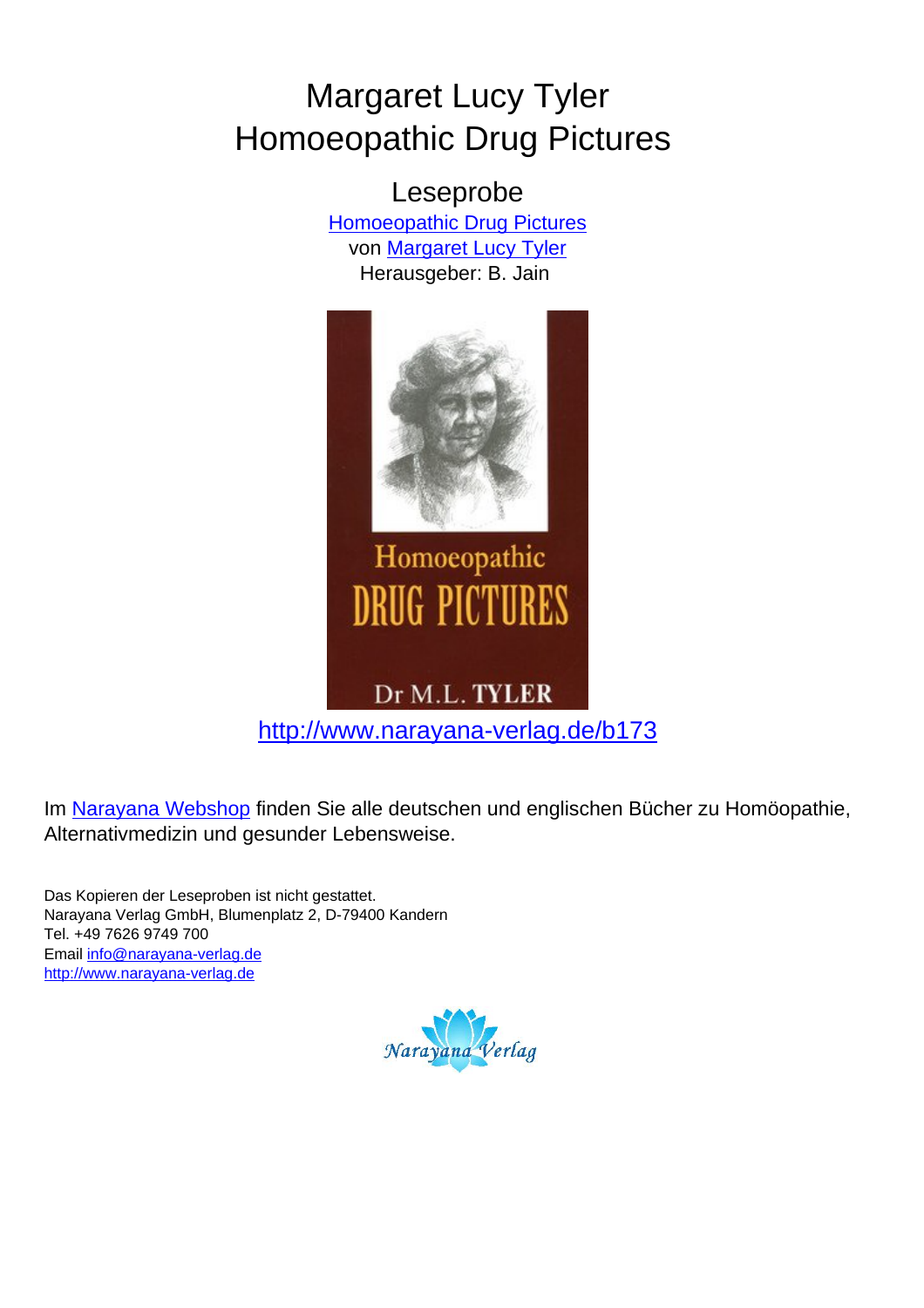# Margaret Lucy Tyler
# Homoeopathic Drug Pictures

## Leseprobe

[Homoeopathic Drug Pictures](http://www.narayana-verlag.de/b173)
von [Margaret Lucy Tyler](http://www.narayana-verlag.de)
Herausgeber: B. Jain

Homoeopathic
DRUG PICTURES
Dr M.L. TYLER

http://www.narayana-verlag.de/b173

Im Narayana Webshop finden Sie alle deutschen und englischen Bücher zu Homöopathie, Alternativmedizin und gesunder Lebensweise.

Das Kopieren der Leseproben ist nicht gestattet.
Narayana Verlag GmbH, Blumenplatz 2, D-79400 Kandern
Tel. +49 7626 9749 700
Email info@narayana-verlag.de
http://www.narayana-verlag.de

Narayana Verlag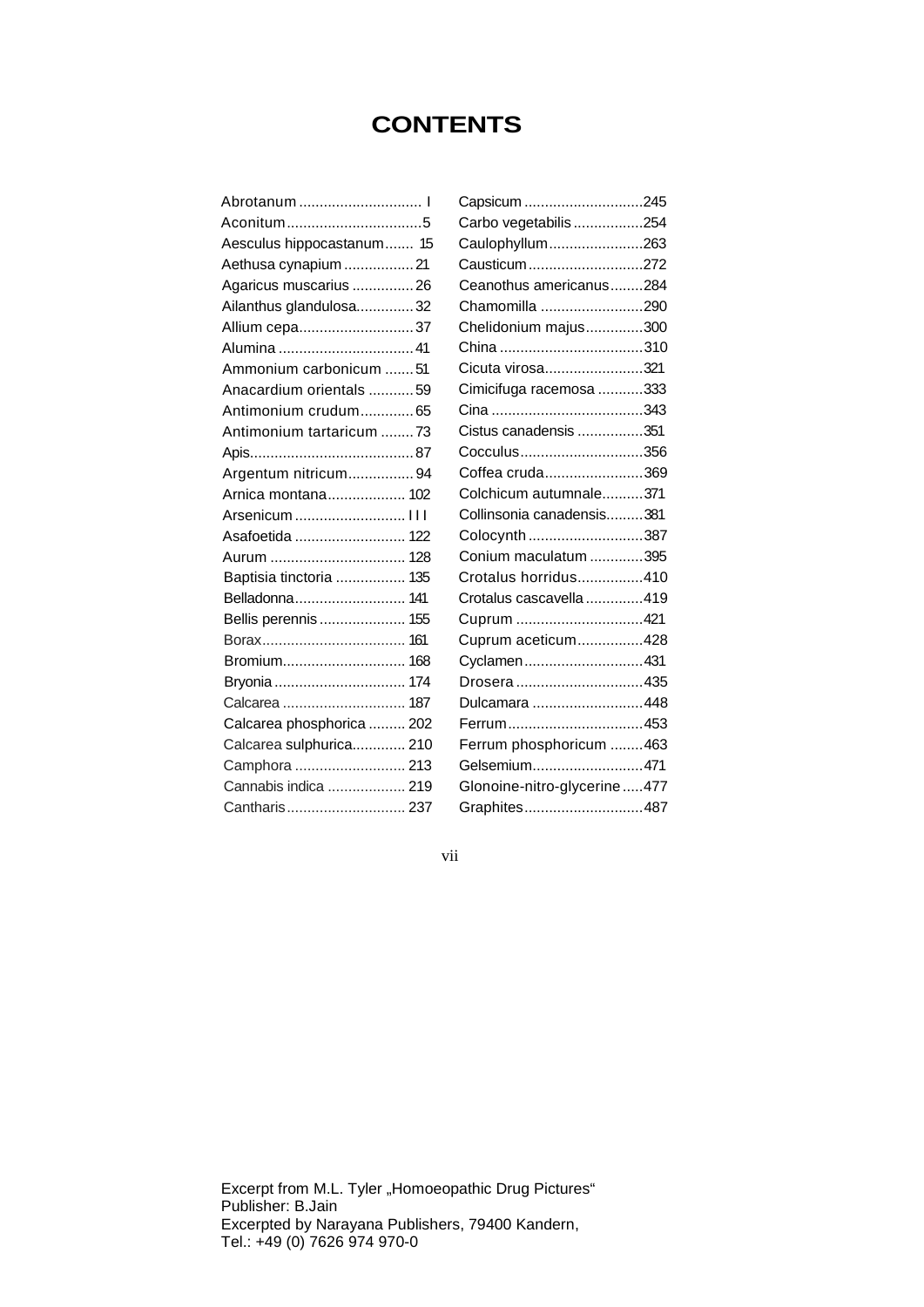# CONTENTS

Abrotanum .............................. I
Aconitum.................................5
Aesculus hippocastanum....... 15
Aethusa cynapium ................. 21
Agaricus muscarius ............... 26
Ailanthus glandulosa.............. 32
Allium cepa............................ 37
Alumina ................................. 41
Ammonium carbonicum ....... 51
Anacardium orientals ........... 59
Antimonium crudum............. 65
Antimonium tartaricum ........ 73
Apis........................................ 87
Argentum nitricum................ 94
Arnica montana................... 102
Arsenicum ........................... I I I
Asafoetida ........................... 122
Aurum ................................. 128
Baptisia tinctoria ................. 135
Belladonna........................... 141
Bellis perennis ..................... 155
Borax.................................... 161
Bromium.............................. 168
Bryonia ................................ 174
Calcarea .............................. 187
Calcarea phosphorica ......... 202
Calcarea sulphurica............. 210
Camphora ........................... 213
Cannabis indica ................... 219
Cantharis ............................. 237
Capsicum .............................245
Carbo vegetabilis .................254
Caulophyllum.......................263
Causticum............................272
Ceanothus americanus........284
Chamomilla .........................290
Chelidonium majus..............300
China ...................................310
Cicuta virosa........................321
Cimicifuga racemosa ...........333
Cina .....................................343
Cistus canadensis ................351
Cocculus..............................356
Coffea cruda........................369
Colchicum autumnale..........371
Collinsonia canadensis.........381
Colocynth ............................387
Conium maculatum .............395
Crotalus horridus................410
Crotalus cascavella ..............419
Cuprum ...............................421
Cuprum aceticum................428
Cyclamen.............................431
Drosera ...............................435
Dulcamara ...........................448
Ferrum.................................453
Ferrum phosphoricum ........463
Gelsemium...........................471
Glonoine-nitro-glycerine.....477
Graphites.............................487

Excerpt from M.L. Tyler „Homoeopathic Drug Pictures"
Publisher: B.Jain
Excerpted by Narayana Publishers, 79400 Kandern,
Tel.: +49 (0) 7626 974 970-0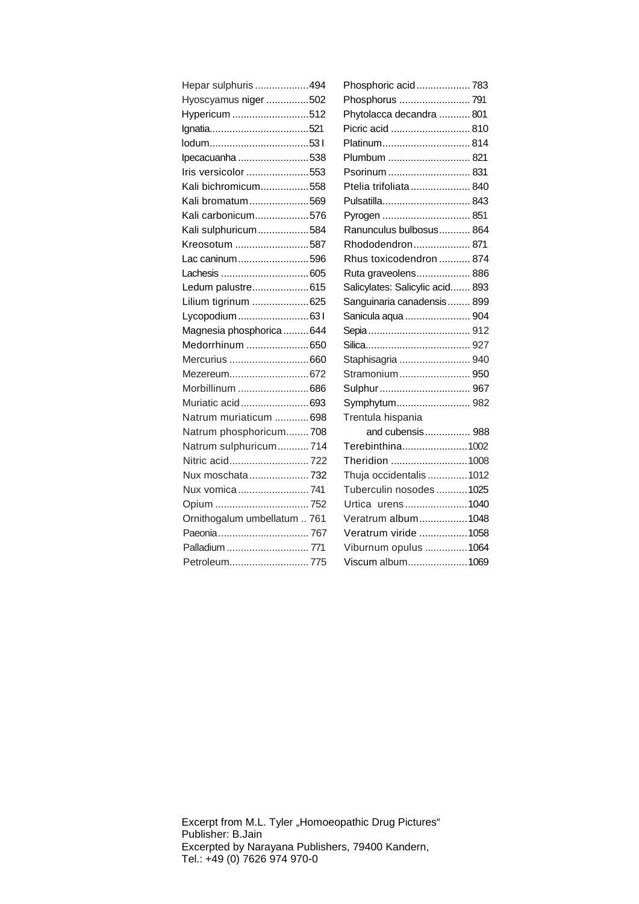Hepar sulphuris ................... 494
Hyoscyamus niger ............... 502
Hypericum ........................... 512
Ignatia.................................. 521
Iodum.................................. 531
Ipecacuanha ......................... 538
Iris versicolor ...................... 553
Kali bichromicum................. 558
Kali bromatum..................... 569
Kali carbonicum................... 576
Kali sulphuricum.................. 584
Kreosotum ........................... 587
Lac caninum......................... 596
Lachesis .............................. 605
Ledum palustre.................... 615
Lilium tigrinum .................... 625
Lycopodium......................... 631
Magnesia phosphorica ......... 644
Medorrhinum ...................... 650
Mercurius ............................ 660
Mezereum............................ 672
Morbillinum ......................... 686
Muriatic acid........................ 693
Natrum muriaticum ............ 698
Natrum phosphoricum........ 708
Natrum sulphuricum........... 714
Nitric acid............................ 722
Nux moschata..................... 732
Nux vomica......................... 741
Opium ................................. 752
Ornithogalum umbellatum .. 761
Paeonia................................ 767
Palladium ............................. 771
Petroleum............................ 775
Phosphoric acid................... 783
Phosphorus ......................... 791
Phytolacca decandra ........... 801
Picric acid ............................ 810
Platinum.............................. 814
Plumbum ............................. 821
Psorinum ............................. 831
Ptelia trifoliata..................... 840
Pulsatilla.............................. 843
Pyrogen ............................... 851
Ranunculus bulbosus........... 864
Rhododendron.................... 871
Rhus toxicodendron ........... 874
Ruta graveolens................... 886
Salicylates: Salicylic acid....... 893
Sanguinaria canadensis........ 899
Sanicula aqua ....................... 904
Sepia.................................... 912
Silica..................................... 927
Staphisagria ......................... 940
Stramonium......................... 950
Sulphur................................ 967
Symphytum.......................... 982
Trentula hispania
and cubensis................ 988
Terebinthina....................... 1002
Theridion ........................... 1008
Thuja occidentalis .............. 1012
Tuberculin nosodes ........... 1025
Urtica urens...................... 1040
Veratrum album................. 1048
Veratrum viride ................. 1058
Viburnum opulus ............... 1064
Viscum album..................... 1069

Excerpt from M.L. Tyler „Homoeopathic Drug Pictures"
Publisher: B.Jain
Excerpted by Narayana Publishers, 79400 Kandern,
Tel.: +49 (0) 7626 974 970-0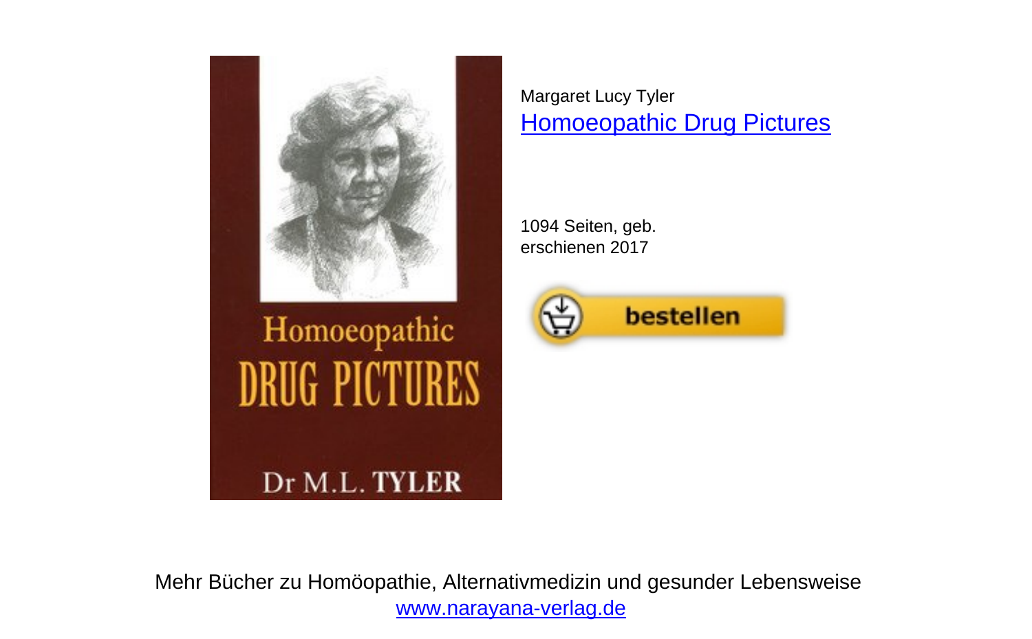Margaret Lucy Tyler

[Homoeopathic Drug Pictures](#)

1094 Seiten, geb.
erschienen 2017

bestellen

Mehr Bücher zu Homöopathie, Alternativmedizin und gesunder Lebensweise
[www.narayana-verlag.de](http://www.narayana-verlag.de)